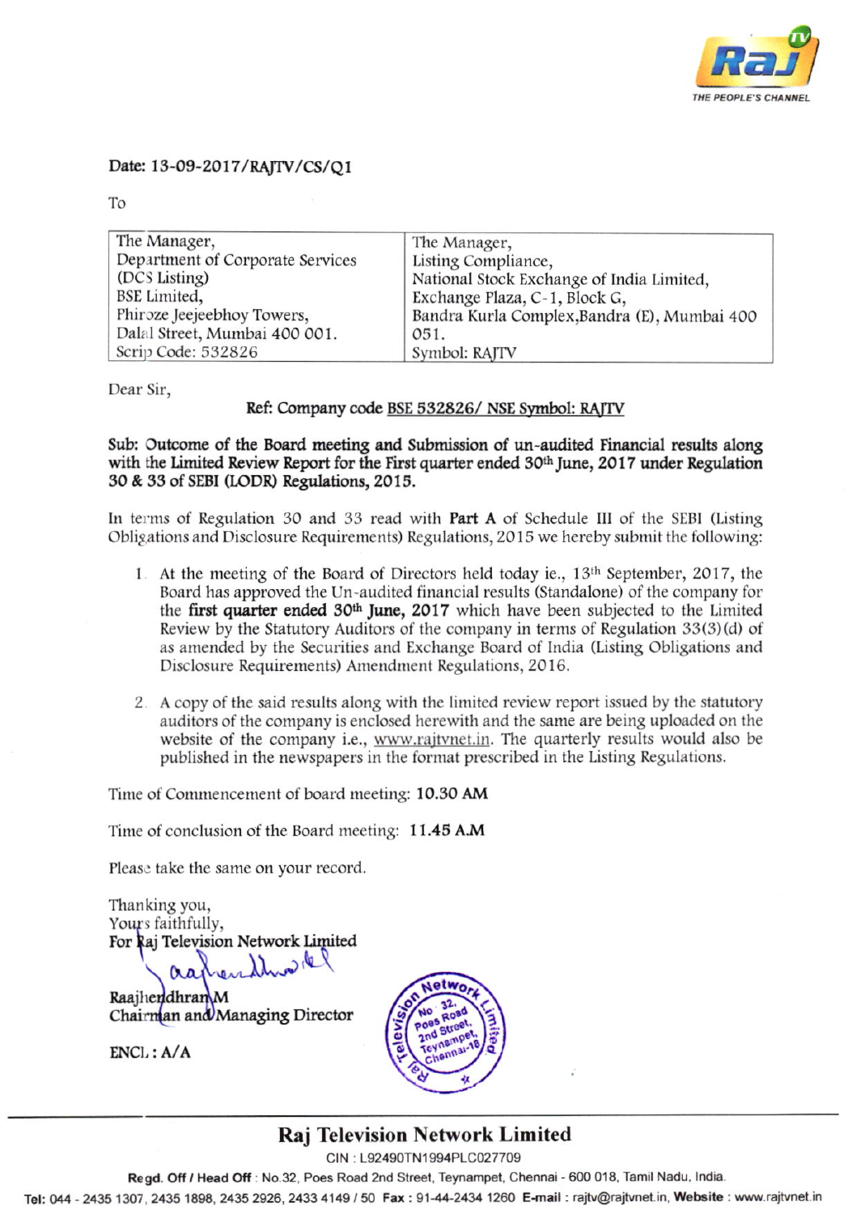Date: 13-09-2017/RAJTV/CS/Q1

To

| The Manager, Department of Corporate Services (DCS Listing) BSE Limited, Phiroze Jeejeebhoy Towers, Dalal Street, Mumbai 400 001. Scrip Code: 532826 | The Manager, Listing Compliance, National Stock Exchange of India Limited, Exchange Plaza, C-1, Block G, Bandra Kurla Complex,Bandra (E), Mumbai 400 051. Symbol: RAJTV |
|---|---|

Dear Sir,

**Ref: Company code BSE 532826/ NSE Symbol: RAJTV**

**Sub: Outcome of the Board meeting and Submission of un-audited Financial results along with the Limited Review Report for the First quarter ended 30th June, 2017 under Regulation 30 & 33 of SEBI (LODR) Regulations, 2015.**

In terms of Regulation 30 and 33 read with **Part A** of Schedule III of the SEBI (Listing Obligations and Disclosure Requirements) Regulations, 2015 we hereby submit the following:

1. At the meeting of the Board of Directors held today ie., 13th September, 2017, the Board has approved the Un-audited financial results (Standalone) of the company for the **first quarter ended 30th June, 2017** which have been subjected to the Limited Review by the Statutory Auditors of the company in terms of Regulation 33(3)(d) of as amended by the Securities and Exchange Board of India (Listing Obligations and Disclosure Requirements) Amendment Regulations, 2016.

2. A copy of the said results along with the limited review report issued by the statutory auditors of the company is enclosed herewith and the same are being uploaded on the website of the company i.e., www.rajtvnet.in. The quarterly results would also be published in the newspapers in the format prescribed in the Listing Regulations.

Time of Commencement of board meeting: **10.30 AM**

Time of conclusion of the Board meeting: **11.45 A.M**

Please take the same on your record.

Thanking you,
Yours faithfully,
**For Raj Television Network Limited**

**Raajhendhran M**
**Chairman and Managing Director**

**ENCL : A/A**

**Raj Television Network Limited**

CIN : L92490TN1994PLC027709

**Regd. Off / Head Off** : No.32, Poes Road 2nd Street, Teynampet, Chennai - 600 018, Tamil Nadu, India.

**Tel:** 044 - 2435 1307, 2435 1898, 2435 2926, 2433 4149 / 50 **Fax :** 91-44-2434 1260 **E-mail :** rajtv@rajtvnet.in, **Website :** www.rajtvnet.in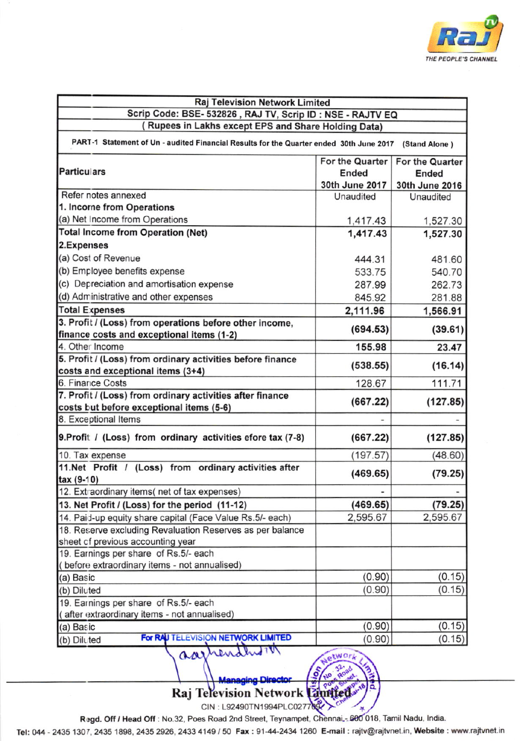| Raj Television Network Limited | | |
|---|---|---|
| Scrip Code: BSE- 532826 , RAJ TV, Scrip ID : NSE - RAJTV EQ | | |
| ( Rupees in Lakhs except EPS and Share Holding Data) | | |
| PART-1 Statement of Un - audited Financial Results for the Quarter ended 30th June 2017 (Stand Alone ) | | |
| **Particulars** | For the Quarter Ended 30th June 2017 | For the Quarter Ended 30th June 2016 |
| Refer notes annexed | Unaudited | Unaudited |
| **1. Income from Operations** | | |
| (a) Net Income from Operations | 1,417.43 | 1,527.30 |
| **Total Income from Operation (Net)** | **1,417.43** | **1,527.30** |
| **2.Expenses** | | |
| (a) Cost of Revenue | 444.31 | 481.60 |
| (b) Employee benefits expense | 533.75 | 540.70 |
| (c) Depreciation and amortisation expense | 287.99 | 262.73 |
| (d) Administrative and other expenses | 845.92 | 281.88 |
| **Total Expenses** | **2,111.96** | **1,566.91** |
| **3. Profit / (Loss) from operations before other income, finance costs and exceptional items (1-2)** | **(694.53)** | **(39.61)** |
| 4. Other Income | **155.98** | **23.47** |
| **5. Profit / (Loss) from ordinary activities before finance costs and exceptional items (3+4)** | **(538.55)** | **(16.14)** |
| 6. Finance Costs | 128.67 | 111.71 |
| **7. Profit / (Loss) from ordinary activities after finance costs but before exceptional items (5-6)** | **(667.22)** | **(127.85)** |
| 8. Exceptional Items | - | - |
| **9.Profit / (Loss) from ordinary activities efore tax (7-8)** | **(667.22)** | **(127.85)** |
| 10. Tax expense | (197.57) | (48.60) |
| **11.Net Profit / (Loss) from ordinary activities after tax (9-10)** | **(469.65)** | **(79.25)** |
| 12. Extraordinary items( net of tax expenses) | - | - |
| **13. Net Profit / (Loss) for the period (11-12)** | **(469.65)** | **(79.25)** |
| 14. Paid-up equity share capital (Face Value Rs.5/- each) | 2,595.67 | 2,595.67 |
| 18. Reserve excluding Revaluation Reserves as per balance sheet of previous accounting year | | |
| 19. Earnings per share of Rs.5/- each ( before extraordinary items - not annualised) | | |
| (a) Basic | (0.90) | (0.15) |
| (b) Diluted | (0.90) | (0.15) |
| 19. Earnings per share of Rs.5/- each ( after extraordinary items - not annualised) | | |
| (a) Basic | (0.90) | (0.15) |
| (b) Diluted | (0.90) | (0.15) |

For RAJ TELEVISION NETWORK LIMITED

Managing Director

**Raj Television Network Limited**

CIN : L92490TN1994PLC027709

Regd. Off / Head Off : No.32, Poes Road 2nd Street, Teynampet, Chennai - 600 018, Tamil Nadu, India.

Tel: 044 - 2435 1307, 2435 1898, 2435 2926, 2433 4149 / 50 Fax : 91-44-2434 1260 E-mail : rajtv@rajtvnet.in, Website : www.rajtvnet.in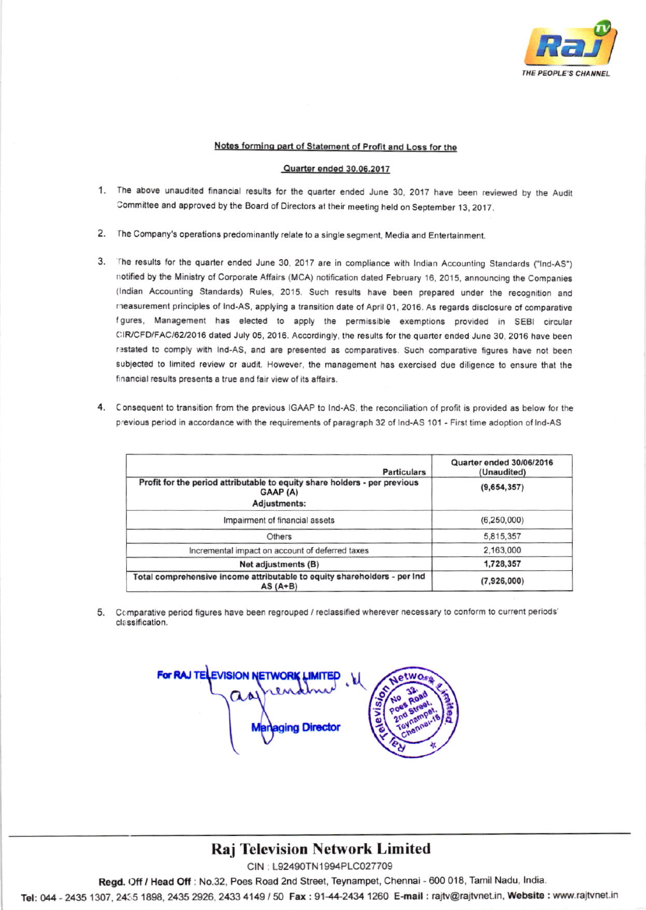## Notes forming part of Statement of Profit and Loss for the

## Quarter ended 30.06.2017

1. The above unaudited financial results for the quarter ended June 30, 2017 have been reviewed by the Audit Committee and approved by the Board of Directors at their meeting held on September 13, 2017.

2. The Company's operations predominantly relate to a single segment, Media and Entertainment.

3. The results for the quarter ended June 30, 2017 are in compliance with Indian Accounting Standards ("Ind-AS") notified by the Ministry of Corporate Affairs (MCA) notification dated February 16, 2015, announcing the Companies (Indian Accounting Standards) Rules, 2015. Such results have been prepared under the recognition and measurement principles of Ind-AS, applying a transition date of April 01, 2016. As regards disclosure of comparative figures, Management has elected to apply the permissible exemptions provided in SEBI circular CIR/CFD/FAC/62/2016 dated July 05, 2016. Accordingly, the results for the quarter ended June 30, 2016 have been restated to comply with Ind-AS, and are presented as comparatives. Such comparative figures have not been subjected to limited review or audit. However, the management has exercised due diligence to ensure that the financial results presents a true and fair view of its affairs.

4. Consequent to transition from the previous IGAAP to Ind-AS, the reconciliation of profit is provided as below for the previous period in accordance with the requirements of paragraph 32 of Ind-AS 101 - First time adoption of Ind-AS

| Particulars | Quarter ended 30/06/2016 (Unaudited) |
|---|---|
| **Profit for the period attributable to equity share holders - per previous GAAP (A)** | **(9,654,357)** |
| **Adjustments:** | |
| Impairment of financial assets | (6,250,000) |
| Others | 5,815,357 |
| Incremental impact on account of deferred taxes | 2,163,000 |
| **Net adjustments (B)** | **1,728,357** |
| **Total comprehensive income attributable to equity shareholders - per Ind AS (A+B)** | **(7,926,000)** |

5. Comparative period figures have been regrouped / reclassified wherever necessary to conform to current periods' classification.

For RAJ TELEVISION NETWORK LIMITED

Managing Director

**Raj Television Network Limited**

CIN : L92490TN1994PLC027709

**Regd. Off / Head Off** : No.32, Poes Road 2nd Street, Teynampet, Chennai - 600 018, Tamil Nadu, India.

**Tel:** 044 - 2435 1307, 2435 1898, 2435 2926, 2433 4149 / 50 **Fax** : 91-44-2434 1260 **E-mail** : rajtv@rajtvnet.in, **Website** : www.rajtvnet.in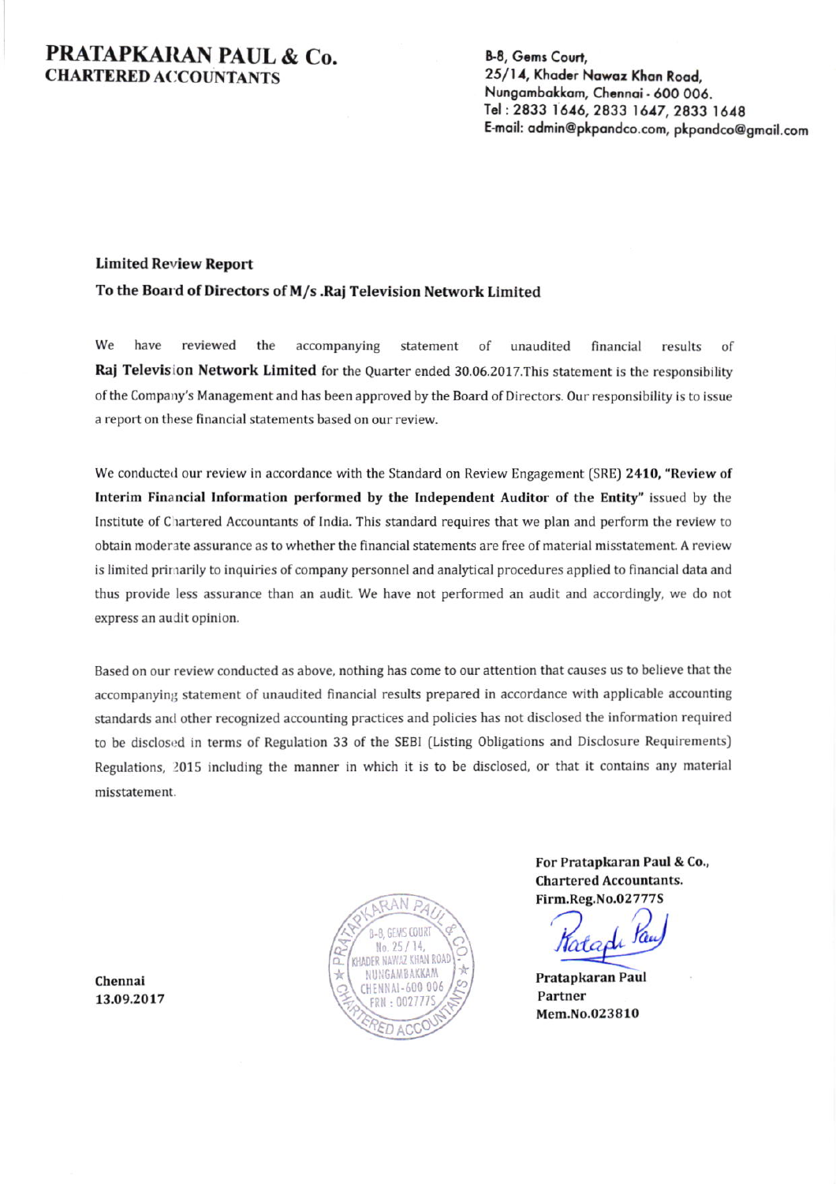# PRATAPKARAN PAUL & Co.
## CHARTERED ACCOUNTANTS

B-8, Gems Court,
25/14, Khader Nawaz Khan Road,
Nungambakkam, Chennai - 600 006.
Tel : 2833 1646, 2833 1647, 2833 1648
E-mail: admin@pkpandco.com, pkpandco@gmail.com

**Limited Review Report**

**To the Board of Directors of M/s .Raj Television Network Limited**

We have reviewed the accompanying statement of unaudited financial results of **Raj Television Network Limited** for the Quarter ended 30.06.2017.This statement is the responsibility of the Company's Management and has been approved by the Board of Directors. Our responsibility is to issue a report on these financial statements based on our review.

We conducted our review in accordance with the Standard on Review Engagement (SRE) **2410, "Review of Interim Financial Information performed by the Independent Auditor of the Entity"** issued by the Institute of Chartered Accountants of India. This standard requires that we plan and perform the review to obtain moderate assurance as to whether the financial statements are free of material misstatement. A review is limited primarily to inquiries of company personnel and analytical procedures applied to financial data and thus provide less assurance than an audit. We have not performed an audit and accordingly, we do not express an audit opinion.

Based on our review conducted as above, nothing has come to our attention that causes us to believe that the accompanying statement of unaudited financial results prepared in accordance with applicable accounting standards and other recognized accounting practices and policies has not disclosed the information required to be disclosed in terms of Regulation 33 of the SEBI (Listing Obligations and Disclosure Requirements) Regulations, 2015 including the manner in which it is to be disclosed, or that it contains any material misstatement.

**For Pratapkaran Paul & Co.,**
**Chartered Accountants.**
**Firm.Reg.No.02777S**

**Pratapkaran Paul**
**Partner**
**Mem.No.023810**

**Chennai**
**13.09.2017**